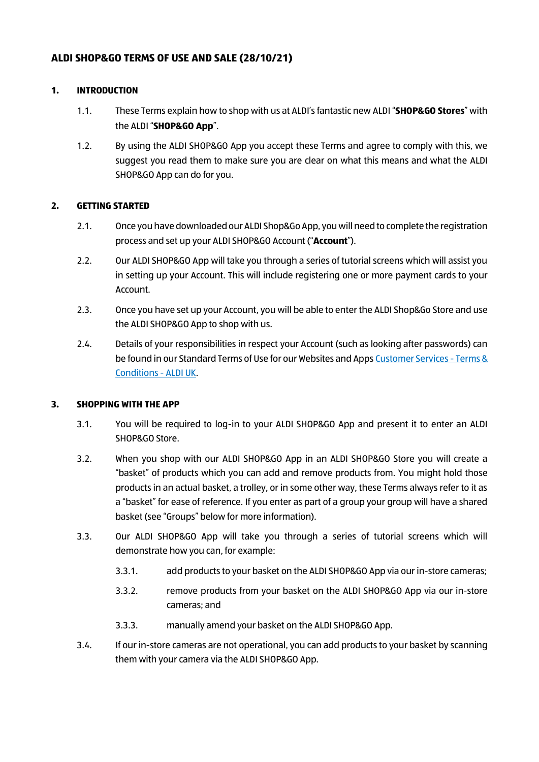# ALDI SHOP&GO TERMS OF USE AND SALE (28/10/21)

## 1. INTRODUCTION

1.1. These Terms explain how to shop with us at ALDI's fantastic new ALDI "**SHOP&GO Stores**" with the ALDI "**SHOP&GO App**".

1.2. By using the ALDI SHOP&GO App you accept these Terms and agree to comply with this, we suggest you read them to make sure you are clear on what this means and what the ALDI SHOP&GO App can do for you.

## 2. GETTING STARTED

2.1. Once you have downloaded our ALDI Shop&Go App, you will need to complete the registration process and set up your ALDI SHOP&GO Account ("**Account**").

2.2. Our ALDI SHOP&GO App will take you through a series of tutorial screens which will assist you in setting up your Account. This will include registering one or more payment cards to your Account.

2.3. Once you have set up your Account, you will be able to enter the ALDI Shop&Go Store and use the ALDI SHOP&GO App to shop with us.

2.4. Details of your responsibilities in respect your Account (such as looking after passwords) can be found in our Standard Terms of Use for our Websites and Apps [Customer Services - Terms & Conditions - ALDI UK](Customer Services - Terms & Conditions - ALDI UK).

## 3. SHOPPING WITH THE APP

3.1. You will be required to log-in to your ALDI SHOP&GO App and present it to enter an ALDI SHOP&GO Store.

3.2. When you shop with our ALDI SHOP&GO App in an ALDI SHOP&GO Store you will create a "basket" of products which you can add and remove products from. You might hold those products in an actual basket, a trolley, or in some other way, these Terms always refer to it as a "basket" for ease of reference. If you enter as part of a group your group will have a shared basket (see "Groups" below for more information).

3.3. Our ALDI SHOP&GO App will take you through a series of tutorial screens which will demonstrate how you can, for example:

3.3.1. add products to your basket on the ALDI SHOP&GO App via our in-store cameras;

3.3.2. remove products from your basket on the ALDI SHOP&GO App via our in-store cameras; and

3.3.3. manually amend your basket on the ALDI SHOP&GO App.

3.4. If our in-store cameras are not operational, you can add products to your basket by scanning them with your camera via the ALDI SHOP&GO App.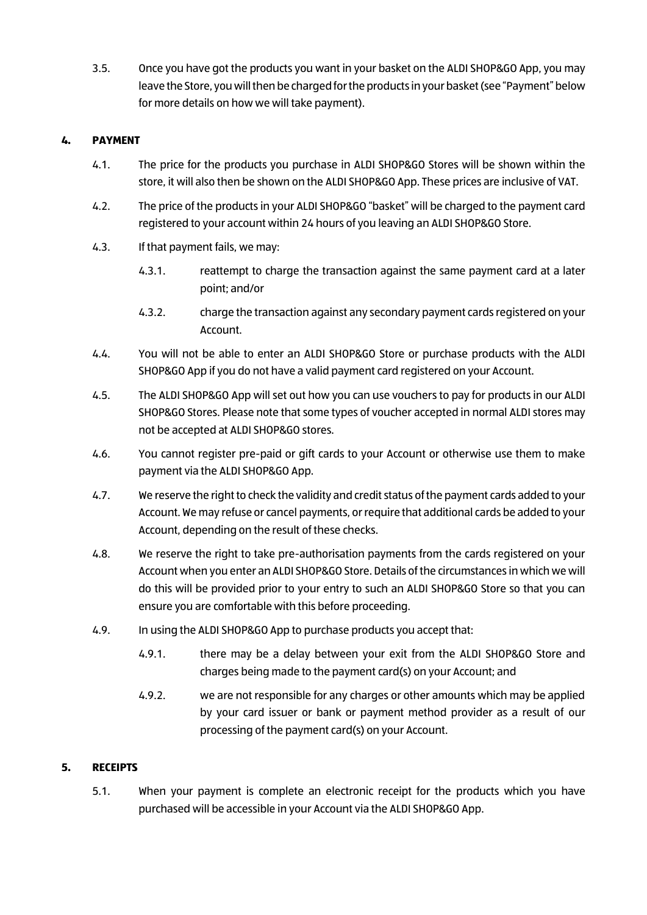3.5. Once you have got the products you want in your basket on the ALDI SHOP&GO App, you may leave the Store, you will then be charged for the products in your basket (see "Payment" below for more details on how we will take payment).

## 4. PAYMENT

4.1. The price for the products you purchase in ALDI SHOP&GO Stores will be shown within the store, it will also then be shown on the ALDI SHOP&GO App. These prices are inclusive of VAT.

4.2. The price of the products in your ALDI SHOP&GO "basket" will be charged to the payment card registered to your account within 24 hours of you leaving an ALDI SHOP&GO Store.

4.3. If that payment fails, we may:

4.3.1. reattempt to charge the transaction against the same payment card at a later point; and/or

4.3.2. charge the transaction against any secondary payment cards registered on your Account.

4.4. You will not be able to enter an ALDI SHOP&GO Store or purchase products with the ALDI SHOP&GO App if you do not have a valid payment card registered on your Account.

4.5. The ALDI SHOP&GO App will set out how you can use vouchers to pay for products in our ALDI SHOP&GO Stores. Please note that some types of voucher accepted in normal ALDI stores may not be accepted at ALDI SHOP&GO stores.

4.6. You cannot register pre-paid or gift cards to your Account or otherwise use them to make payment via the ALDI SHOP&GO App.

4.7. We reserve the right to check the validity and credit status of the payment cards added to your Account. We may refuse or cancel payments, or require that additional cards be added to your Account, depending on the result of these checks.

4.8. We reserve the right to take pre-authorisation payments from the cards registered on your Account when you enter an ALDI SHOP&GO Store. Details of the circumstances in which we will do this will be provided prior to your entry to such an ALDI SHOP&GO Store so that you can ensure you are comfortable with this before proceeding.

4.9. In using the ALDI SHOP&GO App to purchase products you accept that:

4.9.1. there may be a delay between your exit from the ALDI SHOP&GO Store and charges being made to the payment card(s) on your Account; and

4.9.2. we are not responsible for any charges or other amounts which may be applied by your card issuer or bank or payment method provider as a result of our processing of the payment card(s) on your Account.

## 5. RECEIPTS

5.1. When your payment is complete an electronic receipt for the products which you have purchased will be accessible in your Account via the ALDI SHOP&GO App.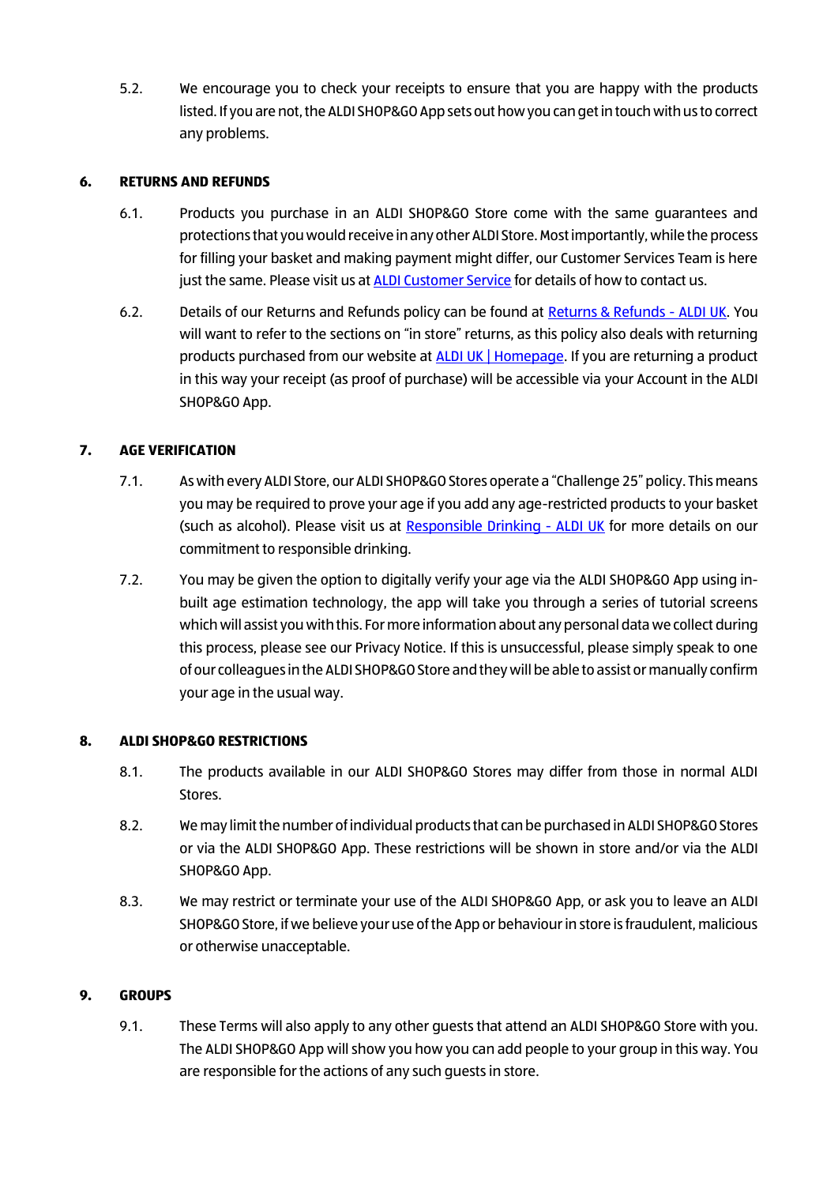5.2. We encourage you to check your receipts to ensure that you are happy with the products listed. If you are not, the ALDI SHOP&GO App sets out how you can get in touch with us to correct any problems.

## 6. RETURNS AND REFUNDS

6.1. Products you purchase in an ALDI SHOP&GO Store come with the same guarantees and protections that you would receive in any other ALDI Store. Most importantly, while the process for filling your basket and making payment might differ, our Customer Services Team is here just the same. Please visit us at [ALDI Customer Service] for details of how to contact us.

6.2. Details of our Returns and Refunds policy can be found at [Returns & Refunds - ALDI UK]. You will want to refer to the sections on "in store" returns, as this policy also deals with returning products purchased from our website at [ALDI UK | Homepage]. If you are returning a product in this way your receipt (as proof of purchase) will be accessible via your Account in the ALDI SHOP&GO App.

## 7. AGE VERIFICATION

7.1. As with every ALDI Store, our ALDI SHOP&GO Stores operate a "Challenge 25" policy. This means you may be required to prove your age if you add any age-restricted products to your basket (such as alcohol). Please visit us at [Responsible Drinking - ALDI UK] for more details on our commitment to responsible drinking.

7.2. You may be given the option to digitally verify your age via the ALDI SHOP&GO App using in-built age estimation technology, the app will take you through a series of tutorial screens which will assist you with this. For more information about any personal data we collect during this process, please see our Privacy Notice. If this is unsuccessful, please simply speak to one of our colleagues in the ALDI SHOP&GO Store and they will be able to assist or manually confirm your age in the usual way.

## 8. ALDI SHOP&GO RESTRICTIONS

8.1. The products available in our ALDI SHOP&GO Stores may differ from those in normal ALDI Stores.

8.2. We may limit the number of individual products that can be purchased in ALDI SHOP&GO Stores or via the ALDI SHOP&GO App. These restrictions will be shown in store and/or via the ALDI SHOP&GO App.

8.3. We may restrict or terminate your use of the ALDI SHOP&GO App, or ask you to leave an ALDI SHOP&GO Store, if we believe your use of the App or behaviour in store is fraudulent, malicious or otherwise unacceptable.

## 9. GROUPS

9.1. These Terms will also apply to any other guests that attend an ALDI SHOP&GO Store with you. The ALDI SHOP&GO App will show you how you can add people to your group in this way. You are responsible for the actions of any such guests in store.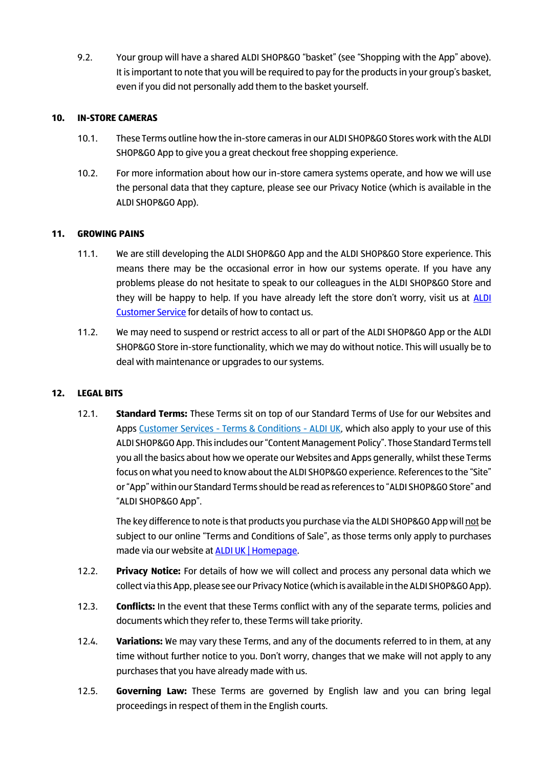9.2. Your group will have a shared ALDI SHOP&GO "basket" (see "Shopping with the App" above). It is important to note that you will be required to pay for the products in your group's basket, even if you did not personally add them to the basket yourself.

## 10. IN-STORE CAMERAS

10.1. These Terms outline how the in-store cameras in our ALDI SHOP&GO Stores work with the ALDI SHOP&GO App to give you a great checkout free shopping experience.

10.2. For more information about how our in-store camera systems operate, and how we will use the personal data that they capture, please see our Privacy Notice (which is available in the ALDI SHOP&GO App).

## 11. GROWING PAINS

11.1. We are still developing the ALDI SHOP&GO App and the ALDI SHOP&GO Store experience. This means there may be the occasional error in how our systems operate. If you have any problems please do not hesitate to speak to our colleagues in the ALDI SHOP&GO Store and they will be happy to help. If you have already left the store don't worry, visit us at ALDI Customer Service for details of how to contact us.

11.2. We may need to suspend or restrict access to all or part of the ALDI SHOP&GO App or the ALDI SHOP&GO Store in-store functionality, which we may do without notice. This will usually be to deal with maintenance or upgrades to our systems.

## 12. LEGAL BITS

12.1. **Standard Terms:** These Terms sit on top of our Standard Terms of Use for our Websites and Apps Customer Services - Terms & Conditions - ALDI UK, which also apply to your use of this ALDI SHOP&GO App. This includes our "Content Management Policy". Those Standard Terms tell you all the basics about how we operate our Websites and Apps generally, whilst these Terms focus on what you need to know about the ALDI SHOP&GO experience. References to the "Site" or "App" within our Standard Terms should be read as references to "ALDI SHOP&GO Store" and "ALDI SHOP&GO App".

The key difference to note is that products you purchase via the ALDI SHOP&GO App will not be subject to our online "Terms and Conditions of Sale", as those terms only apply to purchases made via our website at ALDI UK | Homepage.

12.2. **Privacy Notice:** For details of how we will collect and process any personal data which we collect via this App, please see our Privacy Notice (which is available in the ALDI SHOP&GO App).

12.3. **Conflicts:** In the event that these Terms conflict with any of the separate terms, policies and documents which they refer to, these Terms will take priority.

12.4. **Variations:** We may vary these Terms, and any of the documents referred to in them, at any time without further notice to you. Don't worry, changes that we make will not apply to any purchases that you have already made with us.

12.5. **Governing Law:** These Terms are governed by English law and you can bring legal proceedings in respect of them in the English courts.